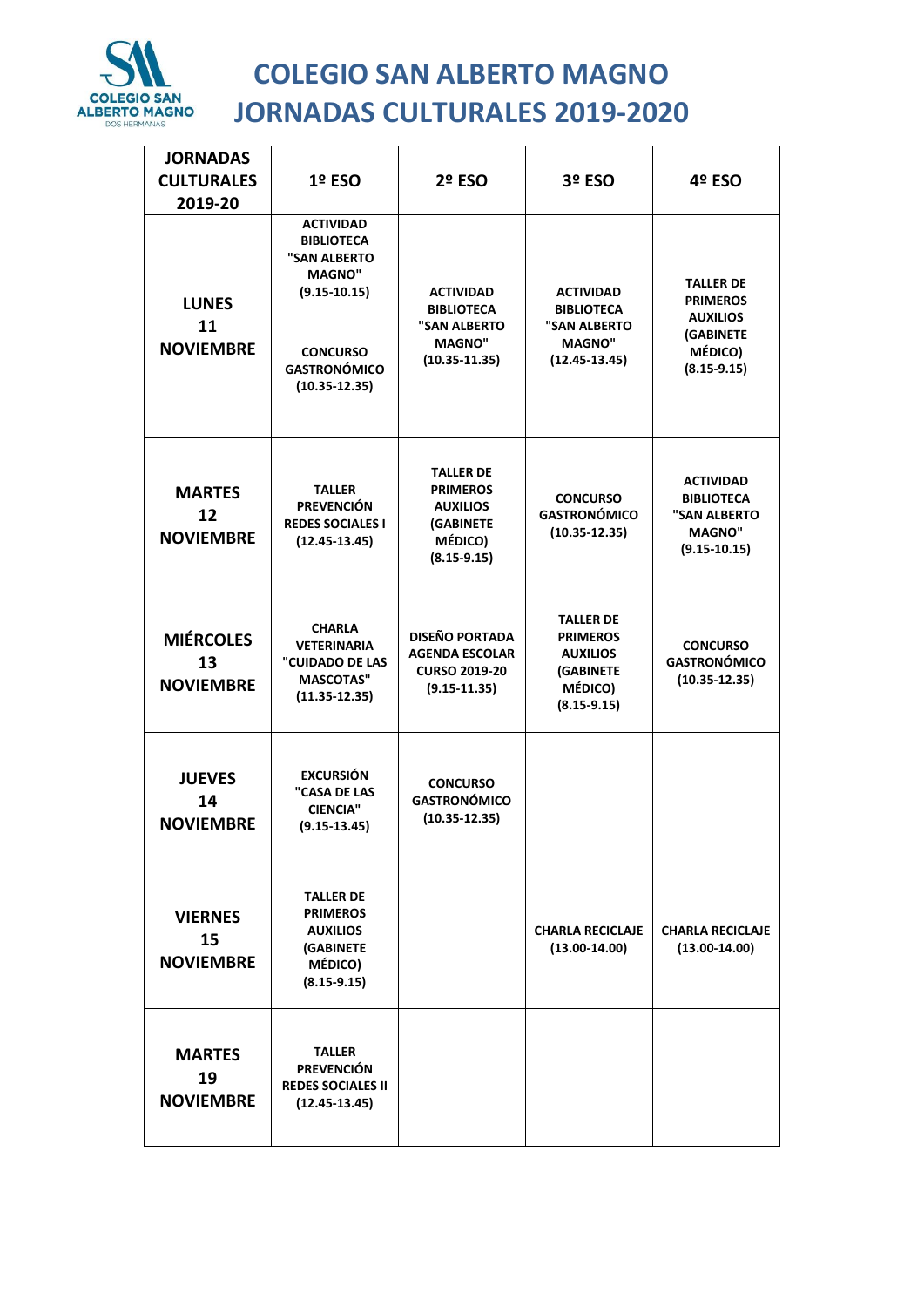# COLEGIO SAN ALBERTO MAGNO
# JORNADAS CULTURALES 2019-2020

| JORNADAS CULTURALES 2019-20 | 1º ESO | 2º ESO | 3º ESO | 4º ESO |
|---|---|---|---|---|
| LUNES 11 NOVIEMBRE | ACTIVIDAD BIBLIOTECA "SAN ALBERTO MAGNO" (9.15-10.15)<br><br>CONCURSO GASTRONÓMICO (10.35-12.35) | ACTIVIDAD BIBLIOTECA "SAN ALBERTO MAGNO" (10.35-11.35) | ACTIVIDAD BIBLIOTECA "SAN ALBERTO MAGNO" (12.45-13.45) | TALLER DE PRIMEROS AUXILIOS (GABINETE MÉDICO) (8.15-9.15) |
| MARTES 12 NOVIEMBRE | TALLER PREVENCIÓN REDES SOCIALES I (12.45-13.45) | TALLER DE PRIMEROS AUXILIOS (GABINETE MÉDICO) (8.15-9.15) | CONCURSO GASTRONÓMICO (10.35-12.35) | ACTIVIDAD BIBLIOTECA "SAN ALBERTO MAGNO" (9.15-10.15) |
| MIÉRCOLES 13 NOVIEMBRE | CHARLA VETERINARIA "CUIDADO DE LAS MASCOTAS" (11.35-12.35) | DISEÑO PORTADA AGENDA ESCOLAR CURSO 2019-20 (9.15-11.35) | TALLER DE PRIMEROS AUXILIOS (GABINETE MÉDICO) (8.15-9.15) | CONCURSO GASTRONÓMICO (10.35-12.35) |
| JUEVES 14 NOVIEMBRE | EXCURSIÓN "CASA DE LAS CIENCIA" (9.15-13.45) | CONCURSO GASTRONÓMICO (10.35-12.35) | | |
| VIERNES 15 NOVIEMBRE | TALLER DE PRIMEROS AUXILIOS (GABINETE MÉDICO) (8.15-9.15) | | CHARLA RECICLAJE (13.00-14.00) | CHARLA RECICLAJE (13.00-14.00) |
| MARTES 19 NOVIEMBRE | TALLER PREVENCIÓN REDES SOCIALES II (12.45-13.45) | | | |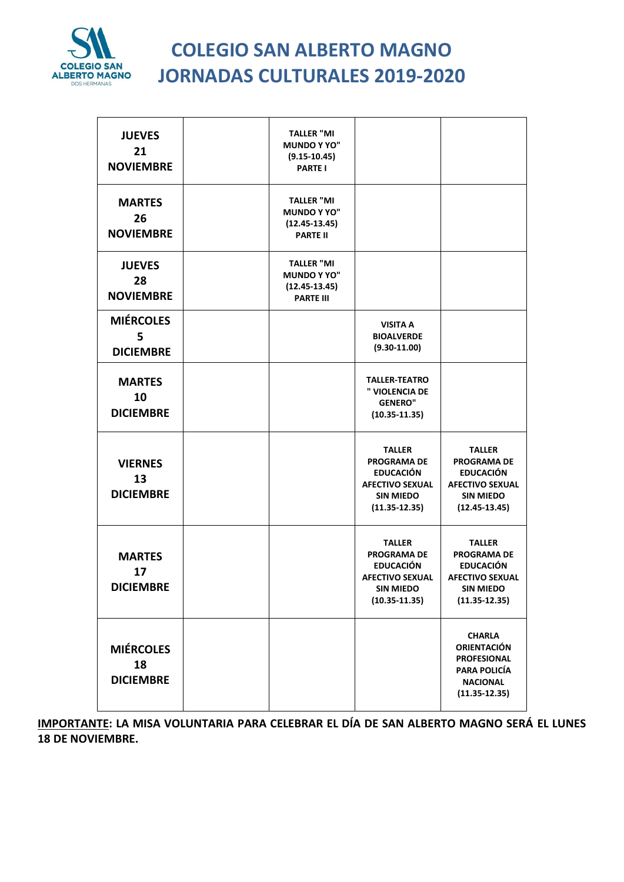# COLEGIO SAN ALBERTO MAGNO
# JORNADAS CULTURALES 2019-2020

| | | | | |
|---|---|---|---|---|
| **JUEVES 21 NOVIEMBRE** | | **TALLER "MI MUNDO Y YO" (9.15-10.45) PARTE I** | | |
| **MARTES 26 NOVIEMBRE** | | **TALLER "MI MUNDO Y YO" (12.45-13.45) PARTE II** | | |
| **JUEVES 28 NOVIEMBRE** | | **TALLER "MI MUNDO Y YO" (12.45-13.45) PARTE III** | | |
| **MIÉRCOLES 5 DICIEMBRE** | | | **VISITA A BIOALVERDE (9.30-11.00)** | |
| **MARTES 10 DICIEMBRE** | | | **TALLER-TEATRO " VIOLENCIA DE GENERO" (10.35-11.35)** | |
| **VIERNES 13 DICIEMBRE** | | | **TALLER PROGRAMA DE EDUCACIÓN AFECTIVO SEXUAL SIN MIEDO (11.35-12.35)** | **TALLER PROGRAMA DE EDUCACIÓN AFECTIVO SEXUAL SIN MIEDO (12.45-13.45)** |
| **MARTES 17 DICIEMBRE** | | | **TALLER PROGRAMA DE EDUCACIÓN AFECTIVO SEXUAL SIN MIEDO (10.35-11.35)** | **TALLER PROGRAMA DE EDUCACIÓN AFECTIVO SEXUAL SIN MIEDO (11.35-12.35)** |
| **MIÉRCOLES 18 DICIEMBRE** | | | | **CHARLA ORIENTACIÓN PROFESIONAL PARA POLICÍA NACIONAL (11.35-12.35)** |

**IMPORTANTE: LA MISA VOLUNTARIA PARA CELEBRAR EL DÍA DE SAN ALBERTO MAGNO SERÁ EL LUNES 18 DE NOVIEMBRE.**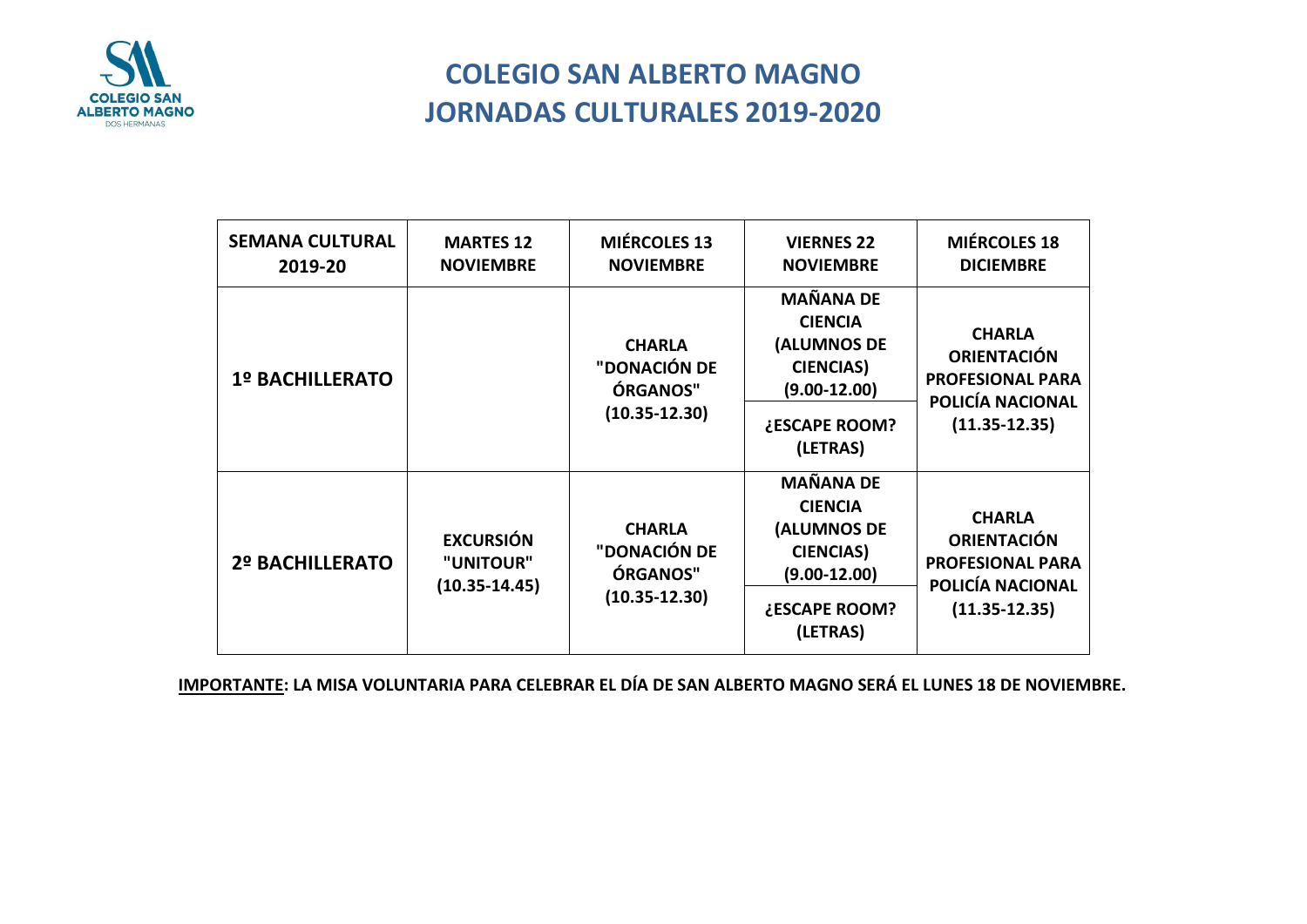# COLEGIO SAN ALBERTO MAGNO
# JORNADAS CULTURALES 2019-2020

| SEMANA CULTURAL 2019-20 | MARTES 12 NOVIEMBRE | MIÉRCOLES 13 NOVIEMBRE | VIERNES 22 NOVIEMBRE | MIÉRCOLES 18 DICIEMBRE |
|---|---|---|---|---|
| **1º BACHILLERATO** | | **CHARLA "DONACIÓN DE ÓRGANOS" (10.35-12.30)** | **MAÑANA DE CIENCIA (ALUMNOS DE CIENCIAS) (9.00-12.00)**<br>**¿ESCAPE ROOM? (LETRAS)** | **CHARLA ORIENTACIÓN PROFESIONAL PARA POLICÍA NACIONAL (11.35-12.35)** |
| **2º BACHILLERATO** | **EXCURSIÓN "UNITOUR" (10.35-14.45)** | **CHARLA "DONACIÓN DE ÓRGANOS" (10.35-12.30)** | **MAÑANA DE CIENCIA (ALUMNOS DE CIENCIAS) (9.00-12.00)**<br>**¿ESCAPE ROOM? (LETRAS)** | **CHARLA ORIENTACIÓN PROFESIONAL PARA POLICÍA NACIONAL (11.35-12.35)** |

**IMPORTANTE: LA MISA VOLUNTARIA PARA CELEBRAR EL DÍA DE SAN ALBERTO MAGNO SERÁ EL LUNES 18 DE NOVIEMBRE.**